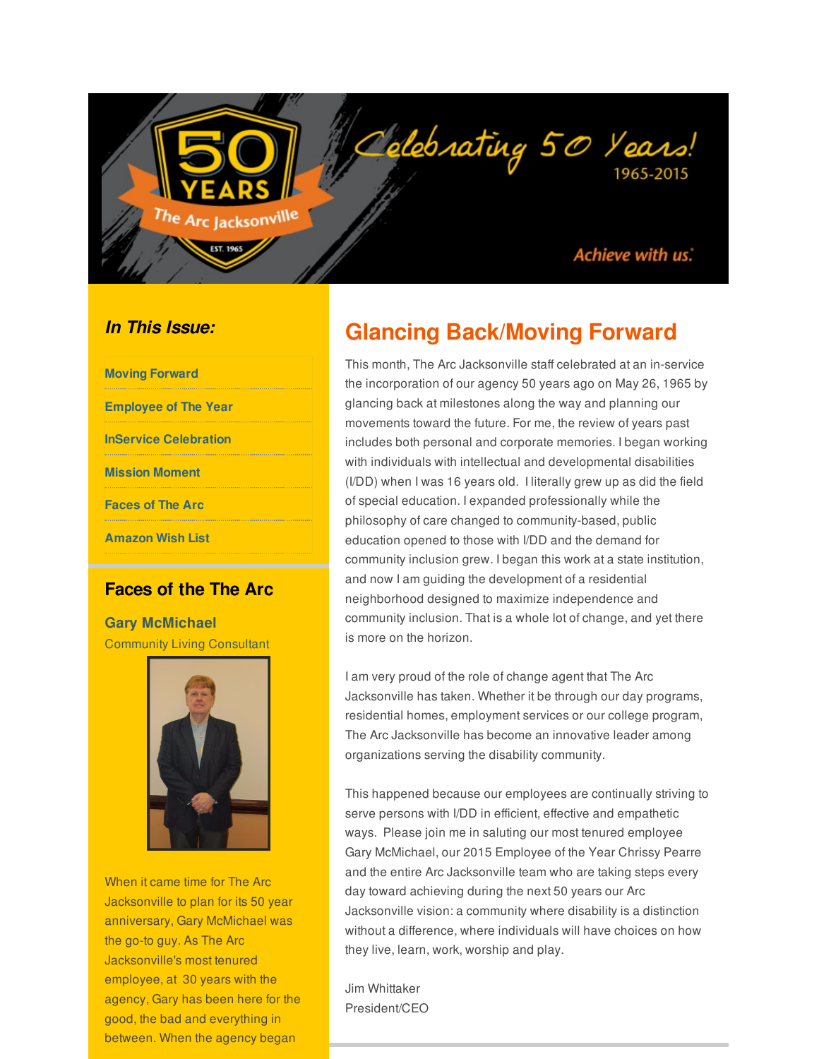Celebrating 50 Years! 1965-2015

50 YEARS The Arc Jacksonville EST. 1965

Achieve with us.

***In This Issue:***

- Moving Forward
- Employee of The Year
- InService Celebration
- Mission Moment
- Faces of The Arc
- Amazon Wish List

# Glancing Back/Moving Forward

This month, The Arc Jacksonville staff celebrated at an in-service the incorporation of our agency 50 years ago on May 26, 1965 by glancing back at milestones along the way and planning our movements toward the future. For me, the review of years past includes both personal and corporate memories. I began working with individuals with intellectual and developmental disabilities (I/DD) when I was 16 years old. I literally grew up as did the field of special education. I expanded professionally while the philosophy of care changed to community-based, public education opened to those with I/DD and the demand for community inclusion grew. I began this work at a state institution, and now I am guiding the development of a residential neighborhood designed to maximize independence and community inclusion. That is a whole lot of change, and yet there is more on the horizon.

I am very proud of the role of change agent that The Arc Jacksonville has taken. Whether it be through our day programs, residential homes, employment services or our college program, The Arc Jacksonville has become an innovative leader among organizations serving the disability community.

This happened because our employees are continually striving to serve persons with I/DD in efficient, effective and empathetic ways. Please join me in saluting our most tenured employee Gary McMichael, our 2015 Employee of the Year Chrissy Pearre and the entire Arc Jacksonville team who are taking steps every day toward achieving during the next 50 years our Arc Jacksonville vision: a community where disability is a distinction without a difference, where individuals will have choices on how they live, learn, work, worship and play.

Jim Whittaker
President/CEO

## Faces of the The Arc

### Gary McMichael

Community Living Consultant

When it came time for The Arc Jacksonville to plan for its 50 year anniversary, Gary McMichael was the go-to guy. As The Arc Jacksonville's most tenured employee, at 30 years with the agency, Gary has been here for the good, the bad and everything in between. When the agency began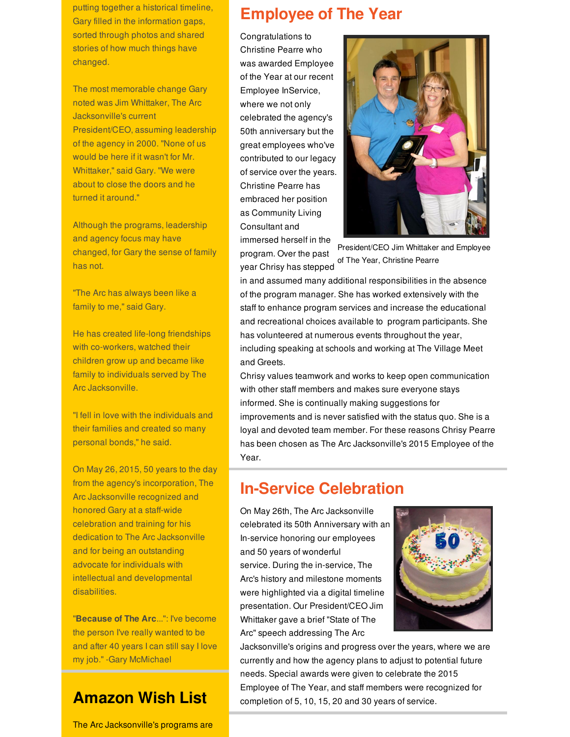putting together a historical timeline, Gary filled in the information gaps, sorted through photos and shared stories of how much things have changed.

The most memorable change Gary noted was Jim Whittaker, The Arc Jacksonville's current President/CEO, assuming leadership of the agency in 2000. "None of us would be here if it wasn't for Mr. Whittaker," said Gary. "We were about to close the doors and he turned it around."

Although the programs, leadership and agency focus may have changed, for Gary the sense of family has not.

"The Arc has always been like a family to me," said Gary.

He has created life-long friendships with co-workers, watched their children grow up and became like family to individuals served by The Arc Jacksonville.

"I fell in love with the individuals and their families and created so many personal bonds," he said.

On May 26, 2015, 50 years to the day from the agency's incorporation, The Arc Jacksonville recognized and honored Gary at a staff-wide celebration and training for his dedication to The Arc Jacksonville and for being an outstanding advocate for individuals with intellectual and developmental disabilities.

"**Because of The Arc**...": I've become the person I've really wanted to be and after 40 years I can still say I love my job." -Gary McMichael

## Amazon Wish List

The Arc Jacksonville's programs are

## Employee of The Year

Congratulations to Christine Pearre who was awarded Employee of the Year at our recent Employee InService, where we not only celebrated the agency's 50th anniversary but the great employees who've contributed to our legacy of service over the years. Christine Pearre has embraced her position as Community Living Consultant and immersed herself in the program. Over the past year Chrisy has stepped in and assumed many additional responsibilities in the absence of the program manager. She has worked extensively with the staff to enhance program services and increase the educational and recreational choices available to program participants. She has volunteered at numerous events throughout the year, including speaking at schools and working at The Village Meet and Greets.

President/CEO Jim Whittaker and Employee of The Year, Christine Pearre

Chrisy values teamwork and works to keep open communication with other staff members and makes sure everyone stays informed. She is continually making suggestions for improvements and is never satisfied with the status quo. She is a loyal and devoted team member. For these reasons Chrisy Pearre has been chosen as The Arc Jacksonville's 2015 Employee of the Year.

## In-Service Celebration

On May 26th, The Arc Jacksonville celebrated its 50th Anniversary with an In-service honoring our employees and 50 years of wonderful service. During the in-service, The Arc's history and milestone moments were highlighted via a digital timeline presentation. Our President/CEO Jim Whittaker gave a brief "State of The Arc" speech addressing The Arc Jacksonville's origins and progress over the years, where we are currently and how the agency plans to adjust to potential future needs. Special awards were given to celebrate the 2015 Employee of The Year, and staff members were recognized for completion of 5, 10, 15, 20 and 30 years of service.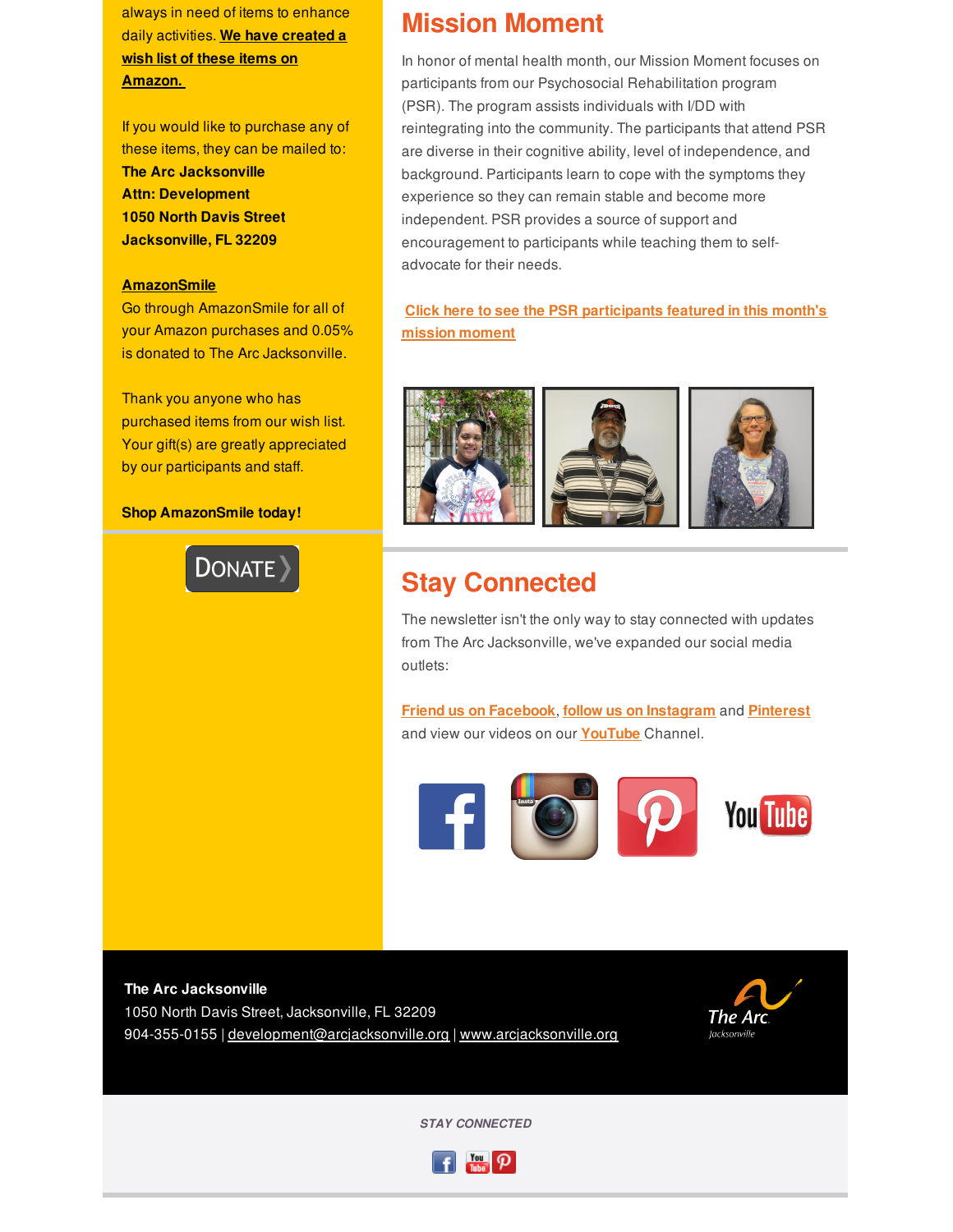always in need of items to enhance daily activities. **We have created a wish list of these items on Amazon.**

If you would like to purchase any of these items, they can be mailed to:
**The Arc Jacksonville**
**Attn: Development**
**1050 North Davis Street**
**Jacksonville, FL 32209**

**AmazonSmile**
Go through AmazonSmile for all of your Amazon purchases and 0.05% is donated to The Arc Jacksonville.

Thank you anyone who has purchased items from our wish list. Your gift(s) are greatly appreciated by our participants and staff.

**Shop AmazonSmile today!**

DONATE

## Mission Moment

In honor of mental health month, our Mission Moment focuses on participants from our Psychosocial Rehabilitation program (PSR). The program assists individuals with I/DD with reintegrating into the community. The participants that attend PSR are diverse in their cognitive ability, level of independence, and background. Participants learn to cope with the symptoms they experience so they can remain stable and become more independent. PSR provides a source of support and encouragement to participants while teaching them to self-advocate for their needs.

**Click here to see the PSR participants featured in this month's mission moment**

## Stay Connected

The newsletter isn't the only way to stay connected with updates from The Arc Jacksonville, we've expanded our social media outlets:

**Friend us on Facebook**, **follow us on Instagram** and **Pinterest** and view our videos on our **YouTube** Channel.

**The Arc Jacksonville**
1050 North Davis Street, Jacksonville, FL 32209
904-355-0155 | development@arcjacksonville.org | www.arcjacksonville.org

***STAY CONNECTED***